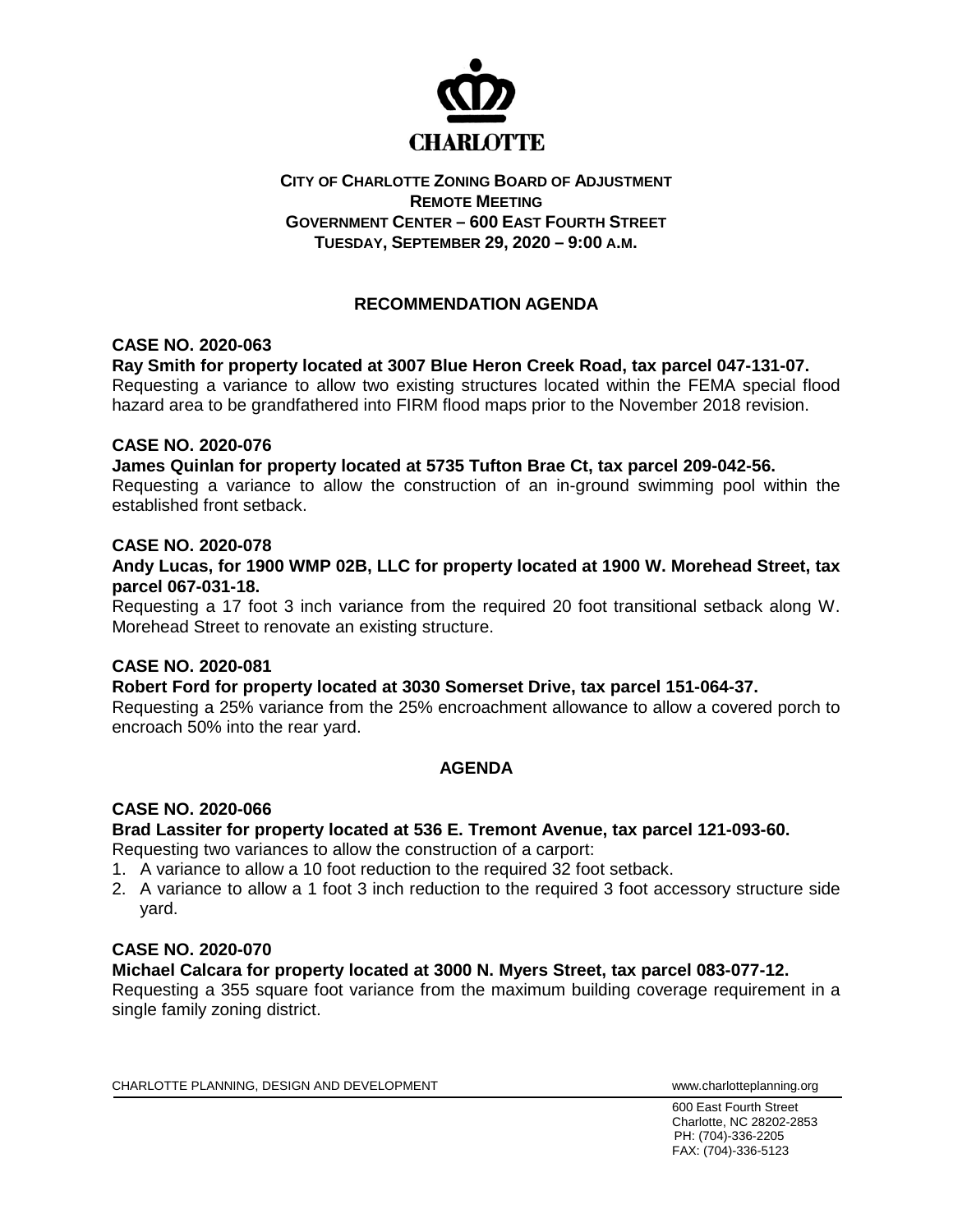CHARLOTTE

# CITY OF CHARLOTTE ZONING BOARD OF ADJUSTMENT
## REMOTE MEETING
## GOVERNMENT CENTER – 600 EAST FOURTH STREET
## TUESDAY, SEPTEMBER 29, 2020 – 9:00 A.M.

## RECOMMENDATION AGENDA

**CASE NO. 2020-063**

**Ray Smith for property located at 3007 Blue Heron Creek Road, tax parcel 047-131-07.**
Requesting a variance to allow two existing structures located within the FEMA special flood hazard area to be grandfathered into FIRM flood maps prior to the November 2018 revision.

**CASE NO. 2020-076**

**James Quinlan for property located at 5735 Tufton Brae Ct, tax parcel 209-042-56.**
Requesting a variance to allow the construction of an in-ground swimming pool within the established front setback.

**CASE NO. 2020-078**

**Andy Lucas, for 1900 WMP 02B, LLC for property located at 1900 W. Morehead Street, tax parcel 067-031-18.**
Requesting a 17 foot 3 inch variance from the required 20 foot transitional setback along W. Morehead Street to renovate an existing structure.

**CASE NO. 2020-081**

**Robert Ford for property located at 3030 Somerset Drive, tax parcel 151-064-37.**
Requesting a 25% variance from the 25% encroachment allowance to allow a covered porch to encroach 50% into the rear yard.

## AGENDA

**CASE NO. 2020-066**

**Brad Lassiter for property located at 536 E. Tremont Avenue, tax parcel 121-093-60.**
Requesting two variances to allow the construction of a carport:

1. A variance to allow a 10 foot reduction to the required 32 foot setback.
2. A variance to allow a 1 foot 3 inch reduction to the required 3 foot accessory structure side yard.

**CASE NO. 2020-070**

**Michael Calcara for property located at 3000 N. Myers Street, tax parcel 083-077-12.**
Requesting a 355 square foot variance from the maximum building coverage requirement in a single family zoning district.

CHARLOTTE PLANNING, DESIGN AND DEVELOPMENT www.charlotteplanning.org

600 East Fourth Street
Charlotte, NC 28202-2853
PH: (704)-336-2205
FAX: (704)-336-5123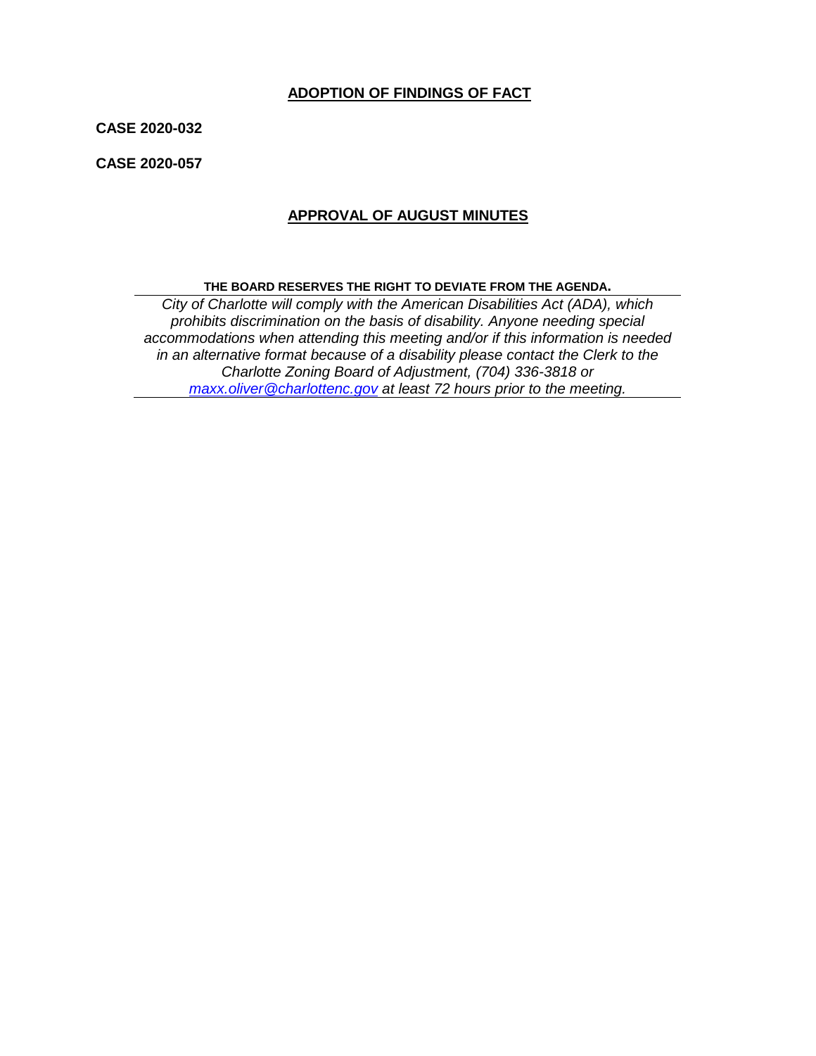## ADOPTION OF FINDINGS OF FACT

**CASE 2020-032**

**CASE 2020-057**

## APPROVAL OF AUGUST MINUTES

---

**THE BOARD RESERVES THE RIGHT TO DEVIATE FROM THE AGENDA.**

*City of Charlotte will comply with the American Disabilities Act (ADA), which prohibits discrimination on the basis of disability. Anyone needing special accommodations when attending this meeting and/or if this information is needed in an alternative format because of a disability please contact the Clerk to the Charlotte Zoning Board of Adjustment, (704) 336-3818 or [maxx.oliver@charlottenc.gov](mailto:maxx.oliver@charlottenc.gov) at least 72 hours prior to the meeting.*

---